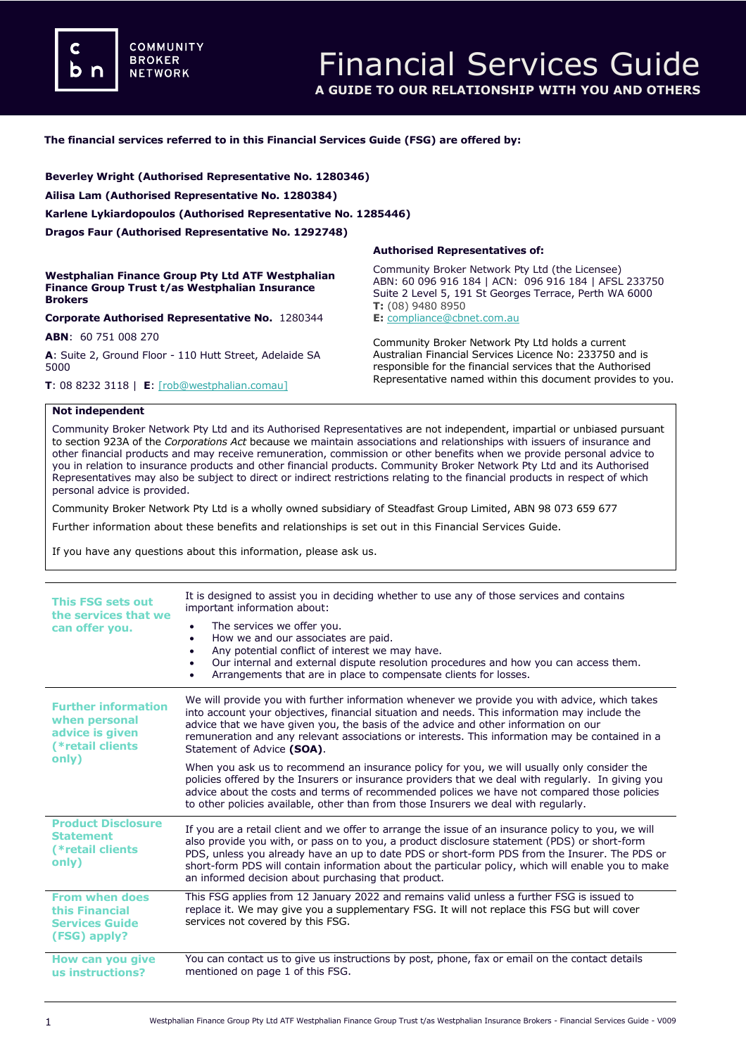COMMUNITY BROKER NETWORK

# Financial Services Guide

**A GUIDE TO OUR RELATIONSHIP WITH YOU AND OTHERS**

**The financial services referred to in this Financial Services Guide (FSG) are offered by:**

**Beverley Wright (Authorised Representative No. 1280346)**

**Ailisa Lam (Authorised Representative No. 1280384)**

**Karlene Lykiardopoulos (Authorised Representative No. 1285446)**

**Dragos Faur (Authorised Representative No. 1292748)**

**Westphalian Finance Group Pty Ltd ATF Westphalian Finance Group Trust t/as Westphalian Insurance Brokers**

**Corporate Authorised Representative No.** 1280344

**ABN**: 60 751 008 270

**A**: Suite 2, Ground Floor - 110 Hutt Street, Adelaide SA 5000

**T**: 08 8232 3118 | **E**: [rob@westphalian.comau]

**Authorised Representatives of:**

Community Broker Network Pty Ltd (the Licensee)
ABN: 60 096 916 184 | ACN: 096 916 184 | AFSL 233750
Suite 2 Level 5, 191 St Georges Terrace, Perth WA 6000
**T:** (08) 9480 8950
**E:** compliance@cbnet.com.au

Community Broker Network Pty Ltd holds a current Australian Financial Services Licence No: 233750 and is responsible for the financial services that the Authorised Representative named within this document provides to you.

**Not independent**

Community Broker Network Pty Ltd and its Authorised Representatives are not independent, impartial or unbiased pursuant to section 923A of the *Corporations Act* because we maintain associations and relationships with issuers of insurance and other financial products and may receive remuneration, commission or other benefits when we provide personal advice to you in relation to insurance products and other financial products. Community Broker Network Pty Ltd and its Authorised Representatives may also be subject to direct or indirect restrictions relating to the financial products in respect of which personal advice is provided.

Community Broker Network Pty Ltd is a wholly owned subsidiary of Steadfast Group Limited, ABN 98 073 659 677

Further information about these benefits and relationships is set out in this Financial Services Guide.

If you have any questions about this information, please ask us.

| | |
|---|---|
| **This FSG sets out the services that we can offer you.** | It is designed to assist you in deciding whether to use any of those services and contains important information about:<br>• The services we offer you.<br>• How we and our associates are paid.<br>• Any potential conflict of interest we may have.<br>• Our internal and external dispute resolution procedures and how you can access them.<br>• Arrangements that are in place to compensate clients for losses. |
| **Further information when personal advice is given (*retail clients only)** | We will provide you with further information whenever we provide you with advice, which takes into account your objectives, financial situation and needs. This information may include the advice that we have given you, the basis of the advice and other information on our remuneration and any relevant associations or interests. This information may be contained in a Statement of Advice (**SOA**).<br><br>When you ask us to recommend an insurance policy for you, we will usually only consider the policies offered by the Insurers or insurance providers that we deal with regularly. In giving you advice about the costs and terms of recommended polices we have not compared those policies to other policies available, other than from those Insurers we deal with regularly. |
| **Product Disclosure Statement (*retail clients only)** | If you are a retail client and we offer to arrange the issue of an insurance policy to you, we will also provide you with, or pass on to you, a product disclosure statement (PDS) or short-form PDS, unless you already have an up to date PDS or short-form PDS from the Insurer. The PDS or short-form PDS will contain information about the particular policy, which will enable you to make an informed decision about purchasing that product. |
| **From when does this Financial Services Guide (FSG) apply?** | This FSG applies from 12 January 2022 and remains valid unless a further FSG is issued to replace it. We may give you a supplementary FSG. It will not replace this FSG but will cover services not covered by this FSG. |
| **How can you give us instructions?** | You can contact us to give us instructions by post, phone, fax or email on the contact details mentioned on page 1 of this FSG. |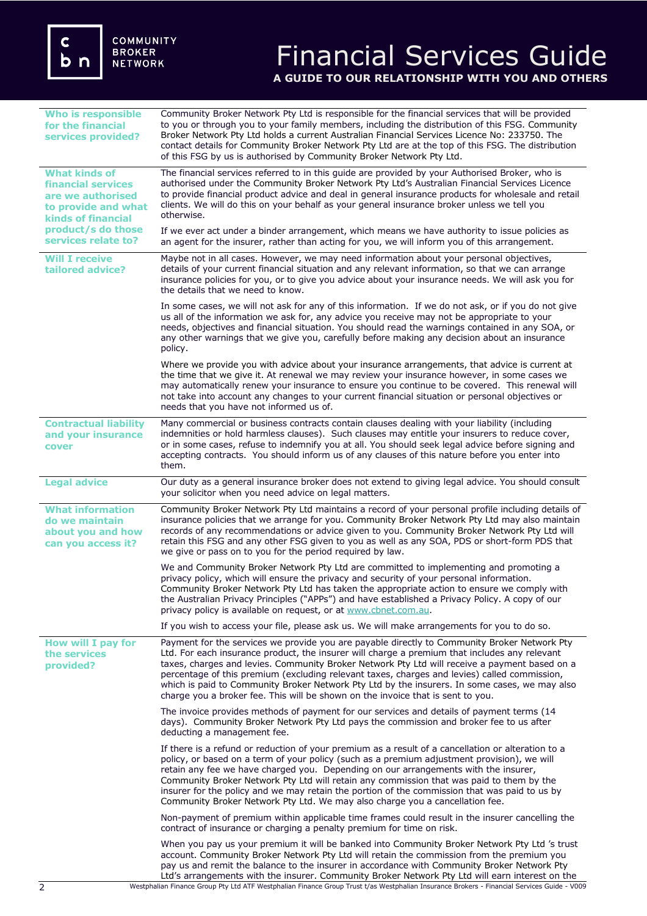# Financial Services Guide

**A GUIDE TO OUR RELATIONSHIP WITH YOU AND OTHERS**

### Who is responsible for the financial services provided?

Community Broker Network Pty Ltd is responsible for the financial services that will be provided to you or through you to your family members, including the distribution of this FSG. Community Broker Network Pty Ltd holds a current Australian Financial Services Licence No: 233750. The contact details for Community Broker Network Pty Ltd are at the top of this FSG. The distribution of this FSG by us is authorised by Community Broker Network Pty Ltd.

### What kinds of financial services are we authorised to provide and what kinds of financial product/s do those services relate to?

The financial services referred to in this guide are provided by your Authorised Broker, who is authorised under the Community Broker Network Pty Ltd's Australian Financial Services Licence to provide financial product advice and deal in general insurance products for wholesale and retail clients. We will do this on your behalf as your general insurance broker unless we tell you otherwise.

If we ever act under a binder arrangement, which means we have authority to issue policies as an agent for the insurer, rather than acting for you, we will inform you of this arrangement.

### Will I receive tailored advice?

Maybe not in all cases. However, we may need information about your personal objectives, details of your current financial situation and any relevant information, so that we can arrange insurance policies for you, or to give you advice about your insurance needs. We will ask you for the details that we need to know.

In some cases, we will not ask for any of this information. If we do not ask, or if you do not give us all of the information we ask for, any advice you receive may not be appropriate to your needs, objectives and financial situation. You should read the warnings contained in any SOA, or any other warnings that we give you, carefully before making any decision about an insurance policy.

Where we provide you with advice about your insurance arrangements, that advice is current at the time that we give it. At renewal we may review your insurance however, in some cases we may automatically renew your insurance to ensure you continue to be covered. This renewal will not take into account any changes to your current financial situation or personal objectives or needs that you have not informed us of.

### Contractual liability and your insurance cover

Many commercial or business contracts contain clauses dealing with your liability (including indemnities or hold harmless clauses). Such clauses may entitle your insurers to reduce cover, or in some cases, refuse to indemnify you at all. You should seek legal advice before signing and accepting contracts. You should inform us of any clauses of this nature before you enter into them.

### Legal advice

Our duty as a general insurance broker does not extend to giving legal advice. You should consult your solicitor when you need advice on legal matters.

### What information do we maintain about you and how can you access it?

Community Broker Network Pty Ltd maintains a record of your personal profile including details of insurance policies that we arrange for you. Community Broker Network Pty Ltd may also maintain records of any recommendations or advice given to you. Community Broker Network Pty Ltd will retain this FSG and any other FSG given to you as well as any SOA, PDS or short-form PDS that we give or pass on to you for the period required by law.

We and Community Broker Network Pty Ltd are committed to implementing and promoting a privacy policy, which will ensure the privacy and security of your personal information. Community Broker Network Pty Ltd has taken the appropriate action to ensure we comply with the Australian Privacy Principles ("APPs") and have established a Privacy Policy. A copy of our privacy policy is available on request, or at www.cbnet.com.au.

If you wish to access your file, please ask us. We will make arrangements for you to do so.

### How will I pay for the services provided?

Payment for the services we provide you are payable directly to Community Broker Network Pty Ltd. For each insurance product, the insurer will charge a premium that includes any relevant taxes, charges and levies. Community Broker Network Pty Ltd will receive a payment based on a percentage of this premium (excluding relevant taxes, charges and levies) called commission, which is paid to Community Broker Network Pty Ltd by the insurers. In some cases, we may also charge you a broker fee. This will be shown on the invoice that is sent to you.

The invoice provides methods of payment for our services and details of payment terms (14 days). Community Broker Network Pty Ltd pays the commission and broker fee to us after deducting a management fee.

If there is a refund or reduction of your premium as a result of a cancellation or alteration to a policy, or based on a term of your policy (such as a premium adjustment provision), we will retain any fee we have charged you. Depending on our arrangements with the insurer, Community Broker Network Pty Ltd will retain any commission that was paid to them by the insurer for the policy and we may retain the portion of the commission that was paid to us by Community Broker Network Pty Ltd. We may also charge you a cancellation fee.

Non-payment of premium within applicable time frames could result in the insurer cancelling the contract of insurance or charging a penalty premium for time on risk.

When you pay us your premium it will be banked into Community Broker Network Pty Ltd 's trust account. Community Broker Network Pty Ltd will retain the commission from the premium you pay us and remit the balance to the insurer in accordance with Community Broker Network Pty Ltd's arrangements with the insurer. Community Broker Network Pty Ltd will earn interest on the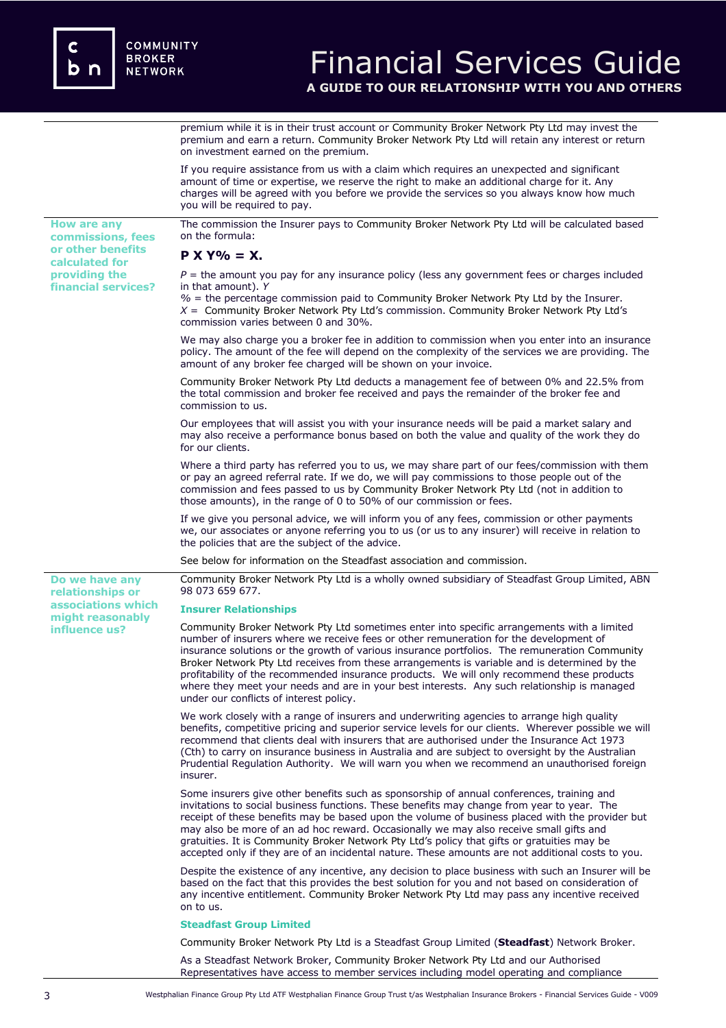premium while it is in their trust account or Community Broker Network Pty Ltd may invest the premium and earn a return. Community Broker Network Pty Ltd will retain any interest or return on investment earned on the premium.

If you require assistance from us with a claim which requires an unexpected and significant amount of time or expertise, we reserve the right to make an additional charge for it. Any charges will be agreed with you before we provide the services so you always know how much you will be required to pay.

## How are any commissions, fees or other benefits calculated for providing the financial services?

The commission the Insurer pays to Community Broker Network Pty Ltd will be calculated based on the formula:

**P X Y% = X.**

*P* = the amount you pay for any insurance policy (less any government fees or charges included in that amount). *Y*
% = the percentage commission paid to Community Broker Network Pty Ltd by the Insurer.
*X* = Community Broker Network Pty Ltd's commission. Community Broker Network Pty Ltd's commission varies between 0 and 30%.

We may also charge you a broker fee in addition to commission when you enter into an insurance policy. The amount of the fee will depend on the complexity of the services we are providing. The amount of any broker fee charged will be shown on your invoice.

Community Broker Network Pty Ltd deducts a management fee of between 0% and 22.5% from the total commission and broker fee received and pays the remainder of the broker fee and commission to us.

Our employees that will assist you with your insurance needs will be paid a market salary and may also receive a performance bonus based on both the value and quality of the work they do for our clients.

Where a third party has referred you to us, we may share part of our fees/commission with them or pay an agreed referral rate. If we do, we will pay commissions to those people out of the commission and fees passed to us by Community Broker Network Pty Ltd (not in addition to those amounts), in the range of 0 to 50% of our commission or fees.

If we give you personal advice, we will inform you of any fees, commission or other payments we, our associates or anyone referring you to us (or us to any insurer) will receive in relation to the policies that are the subject of the advice.

See below for information on the Steadfast association and commission.

## Do we have any relationships or associations which might reasonably influence us?

Community Broker Network Pty Ltd is a wholly owned subsidiary of Steadfast Group Limited, ABN 98 073 659 677.

### Insurer Relationships

Community Broker Network Pty Ltd sometimes enter into specific arrangements with a limited number of insurers where we receive fees or other remuneration for the development of insurance solutions or the growth of various insurance portfolios. The remuneration Community Broker Network Pty Ltd receives from these arrangements is variable and is determined by the profitability of the recommended insurance products. We will only recommend these products where they meet your needs and are in your best interests. Any such relationship is managed under our conflicts of interest policy.

We work closely with a range of insurers and underwriting agencies to arrange high quality benefits, competitive pricing and superior service levels for our clients. Wherever possible we will recommend that clients deal with insurers that are authorised under the Insurance Act 1973 (Cth) to carry on insurance business in Australia and are subject to oversight by the Australian Prudential Regulation Authority. We will warn you when we recommend an unauthorised foreign insurer.

Some insurers give other benefits such as sponsorship of annual conferences, training and invitations to social business functions. These benefits may change from year to year. The receipt of these benefits may be based upon the volume of business placed with the provider but may also be more of an ad hoc reward. Occasionally we may also receive small gifts and gratuities. It is Community Broker Network Pty Ltd's policy that gifts or gratuities may be accepted only if they are of an incidental nature. These amounts are not additional costs to you.

Despite the existence of any incentive, any decision to place business with such an Insurer will be based on the fact that this provides the best solution for you and not based on consideration of any incentive entitlement. Community Broker Network Pty Ltd may pass any incentive received on to us.

### Steadfast Group Limited

Community Broker Network Pty Ltd is a Steadfast Group Limited (**Steadfast**) Network Broker.

As a Steadfast Network Broker, Community Broker Network Pty Ltd and our Authorised Representatives have access to member services including model operating and compliance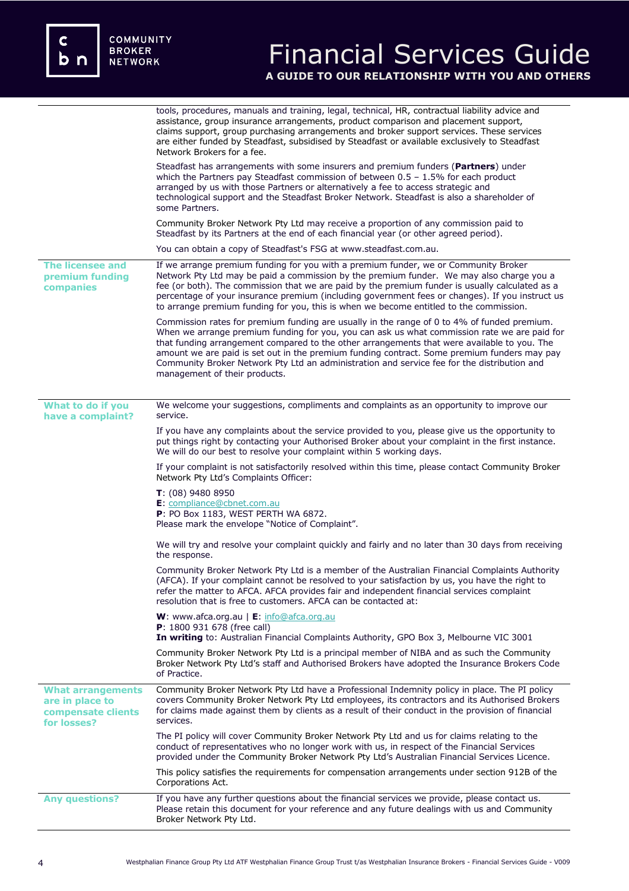tools, procedures, manuals and training, legal, technical, HR, contractual liability advice and assistance, group insurance arrangements, product comparison and placement support, claims support, group purchasing arrangements and broker support services. These services are either funded by Steadfast, subsidised by Steadfast or available exclusively to Steadfast Network Brokers for a fee.

Steadfast has arrangements with some insurers and premium funders (**Partners**) under which the Partners pay Steadfast commission of between 0.5 – 1.5% for each product arranged by us with those Partners or alternatively a fee to access strategic and technological support and the Steadfast Broker Network. Steadfast is also a shareholder of some Partners.

Community Broker Network Pty Ltd may receive a proportion of any commission paid to Steadfast by its Partners at the end of each financial year (or other agreed period).

You can obtain a copy of Steadfast's FSG at www.steadfast.com.au.

## The licensee and premium funding companies

If we arrange premium funding for you with a premium funder, we or Community Broker Network Pty Ltd may be paid a commission by the premium funder. We may also charge you a fee (or both). The commission that we are paid by the premium funder is usually calculated as a percentage of your insurance premium (including government fees or changes). If you instruct us to arrange premium funding for you, this is when we become entitled to the commission.

Commission rates for premium funding are usually in the range of 0 to 4% of funded premium. When we arrange premium funding for you, you can ask us what commission rate we are paid for that funding arrangement compared to the other arrangements that were available to you. The amount we are paid is set out in the premium funding contract. Some premium funders may pay Community Broker Network Pty Ltd an administration and service fee for the distribution and management of their products.

## What to do if you have a complaint?

We welcome your suggestions, compliments and complaints as an opportunity to improve our service.

If you have any complaints about the service provided to you, please give us the opportunity to put things right by contacting your Authorised Broker about your complaint in the first instance. We will do our best to resolve your complaint within 5 working days.

If your complaint is not satisfactorily resolved within this time, please contact Community Broker Network Pty Ltd's Complaints Officer:

**T**: (08) 9480 8950
**E**: compliance@cbnet.com.au
**P**: PO Box 1183, WEST PERTH WA 6872.
Please mark the envelope "Notice of Complaint".

We will try and resolve your complaint quickly and fairly and no later than 30 days from receiving the response.

Community Broker Network Pty Ltd is a member of the Australian Financial Complaints Authority (AFCA). If your complaint cannot be resolved to your satisfaction by us, you have the right to refer the matter to AFCA. AFCA provides fair and independent financial services complaint resolution that is free to customers. AFCA can be contacted at:

**W**: www.afca.org.au | **E**: info@afca.org.au
**P**: 1800 931 678 (free call)
**In writing** to: Australian Financial Complaints Authority, GPO Box 3, Melbourne VIC 3001

Community Broker Network Pty Ltd is a principal member of NIBA and as such the Community Broker Network Pty Ltd's staff and Authorised Brokers have adopted the Insurance Brokers Code of Practice.

## What arrangements are in place to compensate clients for losses?

Community Broker Network Pty Ltd have a Professional Indemnity policy in place. The PI policy covers Community Broker Network Pty Ltd employees, its contractors and its Authorised Brokers for claims made against them by clients as a result of their conduct in the provision of financial services.

The PI policy will cover Community Broker Network Pty Ltd and us for claims relating to the conduct of representatives who no longer work with us, in respect of the Financial Services provided under the Community Broker Network Pty Ltd's Australian Financial Services Licence.

This policy satisfies the requirements for compensation arrangements under section 912B of the Corporations Act.

## Any questions?

If you have any further questions about the financial services we provide, please contact us. Please retain this document for your reference and any future dealings with us and Community Broker Network Pty Ltd.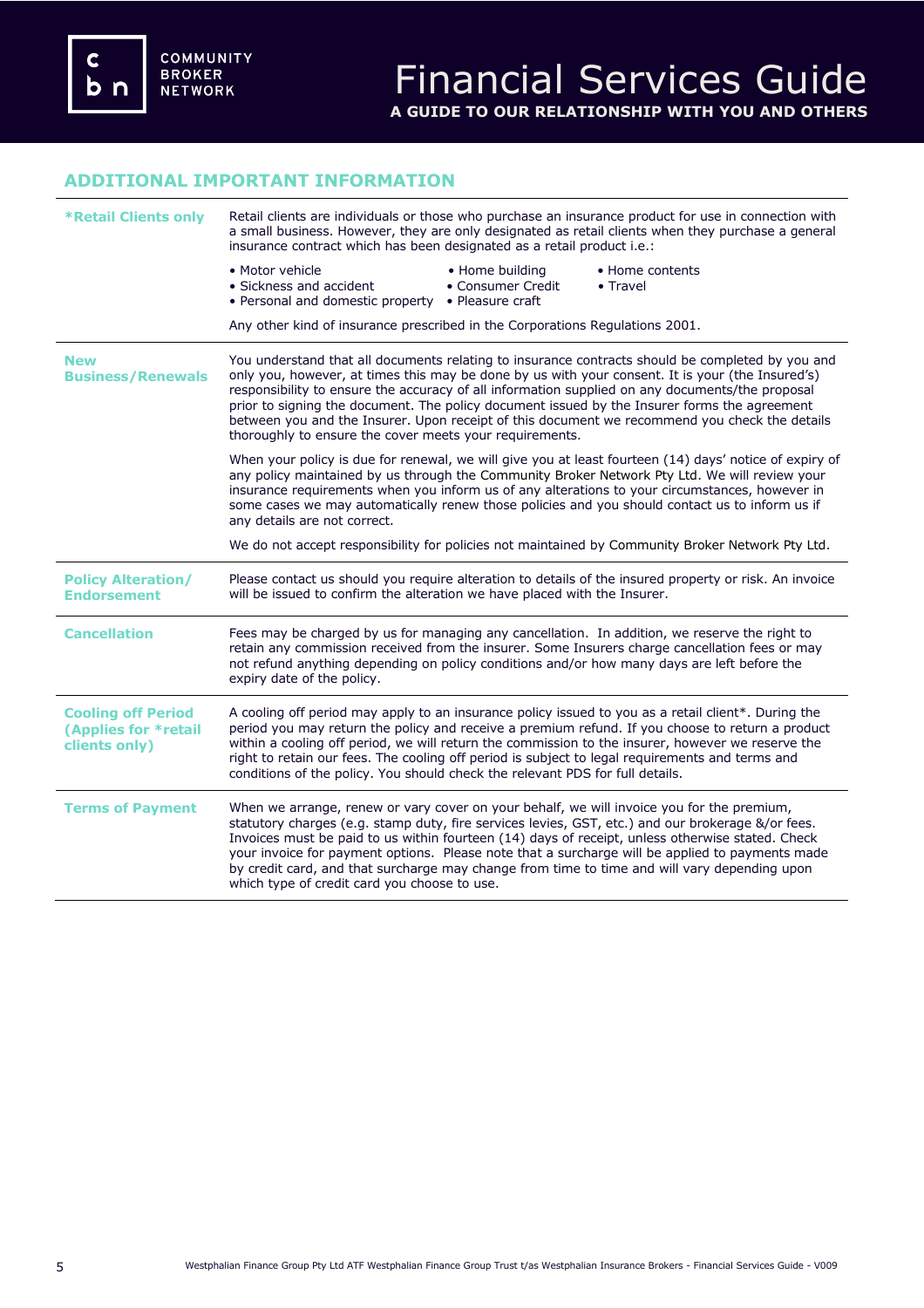# Financial Services Guide

**A GUIDE TO OUR RELATIONSHIP WITH YOU AND OTHERS**

## ADDITIONAL IMPORTANT INFORMATION

### *Retail Clients only

Retail clients are individuals or those who purchase an insurance product for use in connection with a small business. However, they are only designated as retail clients when they purchase a general insurance contract which has been designated as a retail product i.e.:

- Motor vehicle
- Home building
- Home contents
- Sickness and accident
- Consumer Credit
- Travel
- Personal and domestic property
- Pleasure craft

Any other kind of insurance prescribed in the Corporations Regulations 2001.

### New Business/Renewals

You understand that all documents relating to insurance contracts should be completed by you and only you, however, at times this may be done by us with your consent. It is your (the Insured's) responsibility to ensure the accuracy of all information supplied on any documents/the proposal prior to signing the document. The policy document issued by the Insurer forms the agreement between you and the Insurer. Upon receipt of this document we recommend you check the details thoroughly to ensure the cover meets your requirements.

When your policy is due for renewal, we will give you at least fourteen (14) days' notice of expiry of any policy maintained by us through the Community Broker Network Pty Ltd. We will review your insurance requirements when you inform us of any alterations to your circumstances, however in some cases we may automatically renew those policies and you should contact us to inform us if any details are not correct.

We do not accept responsibility for policies not maintained by Community Broker Network Pty Ltd.

### Policy Alteration/ Endorsement

Please contact us should you require alteration to details of the insured property or risk. An invoice will be issued to confirm the alteration we have placed with the Insurer.

### Cancellation

Fees may be charged by us for managing any cancellation. In addition, we reserve the right to retain any commission received from the insurer. Some Insurers charge cancellation fees or may not refund anything depending on policy conditions and/or how many days are left before the expiry date of the policy.

### Cooling off Period (Applies for *retail clients only)

A cooling off period may apply to an insurance policy issued to you as a retail client*. During the period you may return the policy and receive a premium refund. If you choose to return a product within a cooling off period, we will return the commission to the insurer, however we reserve the right to retain our fees. The cooling off period is subject to legal requirements and terms and conditions of the policy. You should check the relevant PDS for full details.

### Terms of Payment

When we arrange, renew or vary cover on your behalf, we will invoice you for the premium, statutory charges (e.g. stamp duty, fire services levies, GST, etc.) and our brokerage &/or fees. Invoices must be paid to us within fourteen (14) days of receipt, unless otherwise stated. Check your invoice for payment options. Please note that a surcharge will be applied to payments made by credit card, and that surcharge may change from time to time and will vary depending upon which type of credit card you choose to use.